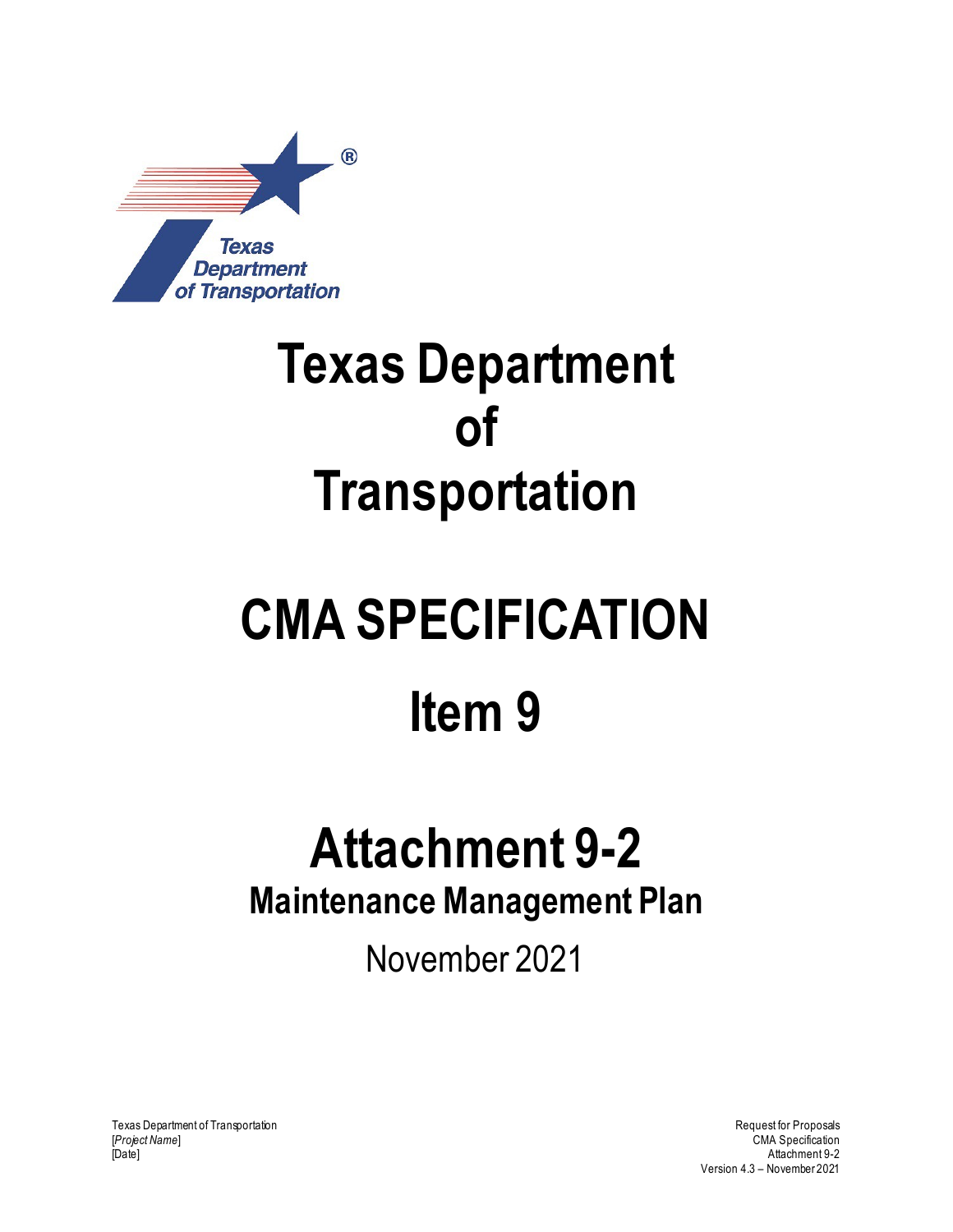# Texas Department of Transportation

# CMA SPECIFICATION

# Item 9

# Attachment 9-2

## Maintenance Management Plan

November 2021

Texas Department of Transportation
[*Project Name*]
[Date]

Request for Proposals
CMA Specification
Attachment 9-2
Version 4.3 – November 2021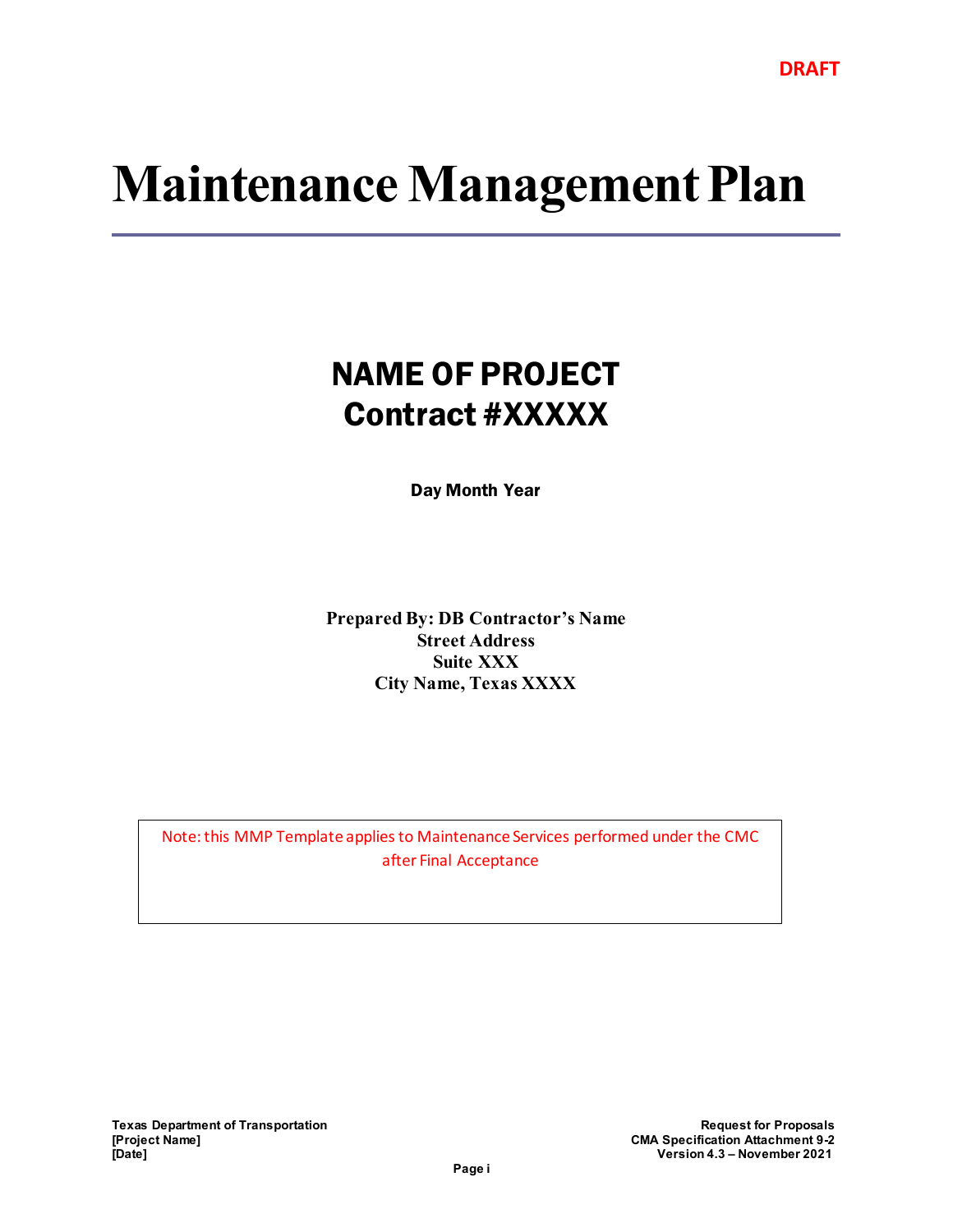DRAFT

# Maintenance Management Plan

## NAME OF PROJECT
## Contract #XXXXX

**Day Month Year**

**Prepared By: DB Contractor's Name**
**Street Address**
**Suite XXX**
**City Name, Texas XXXX**

Note: this MMP Template applies to Maintenance Services performed under the CMC after Final Acceptance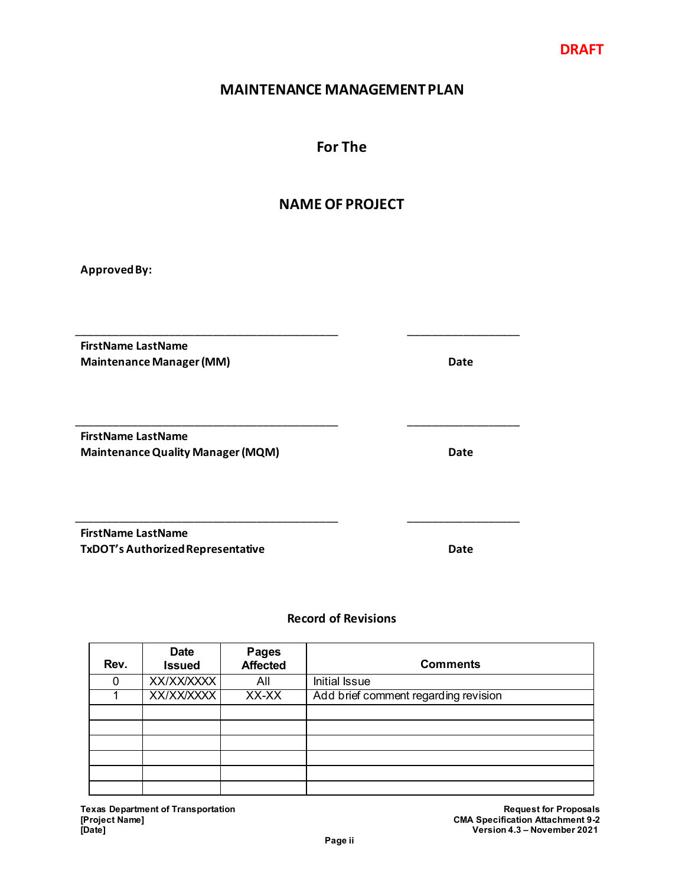DRAFT

# MAINTENANCE MANAGEMENT PLAN

## For The

## NAME OF PROJECT

**Approved By:**

_____________________________________________ ___________________

**FirstName LastName**
**Maintenance Manager (MM)** **Date**

_____________________________________________ ___________________

**FirstName LastName**
**Maintenance Quality Manager (MQM)** **Date**

_____________________________________________ ___________________

**FirstName LastName**
**TxDOT's Authorized Representative** **Date**

### Record of Revisions

| Rev. | Date Issued | Pages Affected | Comments |
|---|---|---|---|
| 0 | XX/XX/XXXX | All | Initial Issue |
| 1 | XX/XX/XXXX | XX-XX | Add brief comment regarding revision |
| | | | |
| | | | |
| | | | |
| | | | |
| | | | |
| | | | |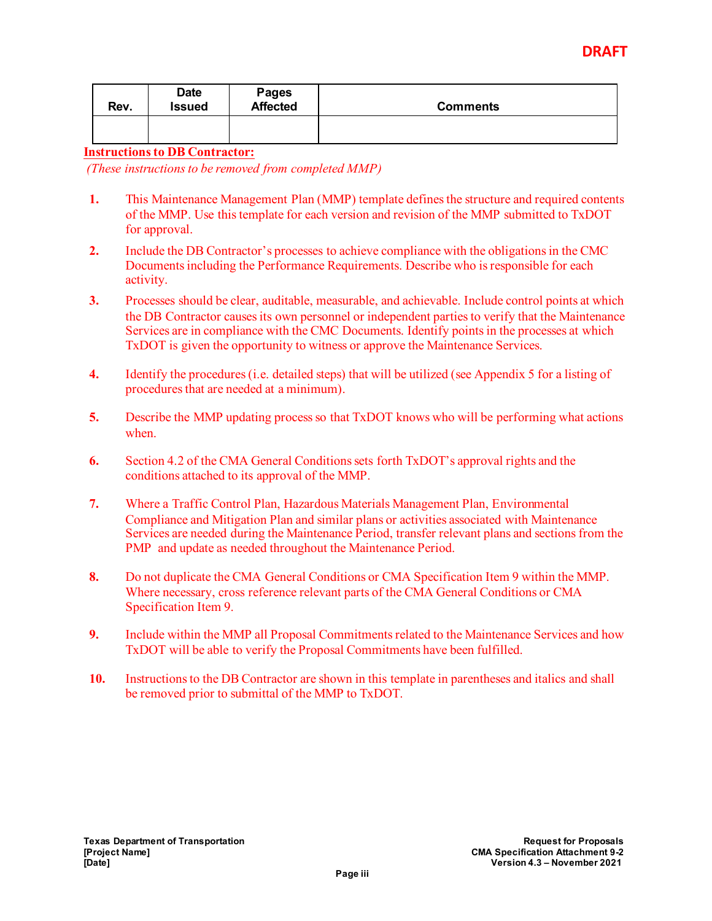DRAFT

| Rev. | Date Issued | Pages Affected | Comments |
|---|---|---|---|
| | | | |

**Instructions to DB Contractor:**

*(These instructions to be removed from completed MMP)*

1. This Maintenance Management Plan (MMP) template defines the structure and required contents of the MMP. Use this template for each version and revision of the MMP submitted to TxDOT for approval.
2. Include the DB Contractor's processes to achieve compliance with the obligations in the CMC Documents including the Performance Requirements. Describe who is responsible for each activity.
3. Processes should be clear, auditable, measurable, and achievable. Include control points at which the DB Contractor causes its own personnel or independent parties to verify that the Maintenance Services are in compliance with the CMC Documents. Identify points in the processes at which TxDOT is given the opportunity to witness or approve the Maintenance Services.
4. Identify the procedures (i.e. detailed steps) that will be utilized (see Appendix 5 for a listing of procedures that are needed at a minimum).
5. Describe the MMP updating process so that TxDOT knows who will be performing what actions when.
6. Section 4.2 of the CMA General Conditions sets forth TxDOT's approval rights and the conditions attached to its approval of the MMP.
7. Where a Traffic Control Plan, Hazardous Materials Management Plan, Environmental Compliance and Mitigation Plan and similar plans or activities associated with Maintenance Services are needed during the Maintenance Period, transfer relevant plans and sections from the PMP and update as needed throughout the Maintenance Period.
8. Do not duplicate the CMA General Conditions or CMA Specification Item 9 within the MMP. Where necessary, cross reference relevant parts of the CMA General Conditions or CMA Specification Item 9.
9. Include within the MMP all Proposal Commitments related to the Maintenance Services and how TxDOT will be able to verify the Proposal Commitments have been fulfilled.
10. Instructions to the DB Contractor are shown in this template in parentheses and italics and shall be removed prior to submittal of the MMP to TxDOT.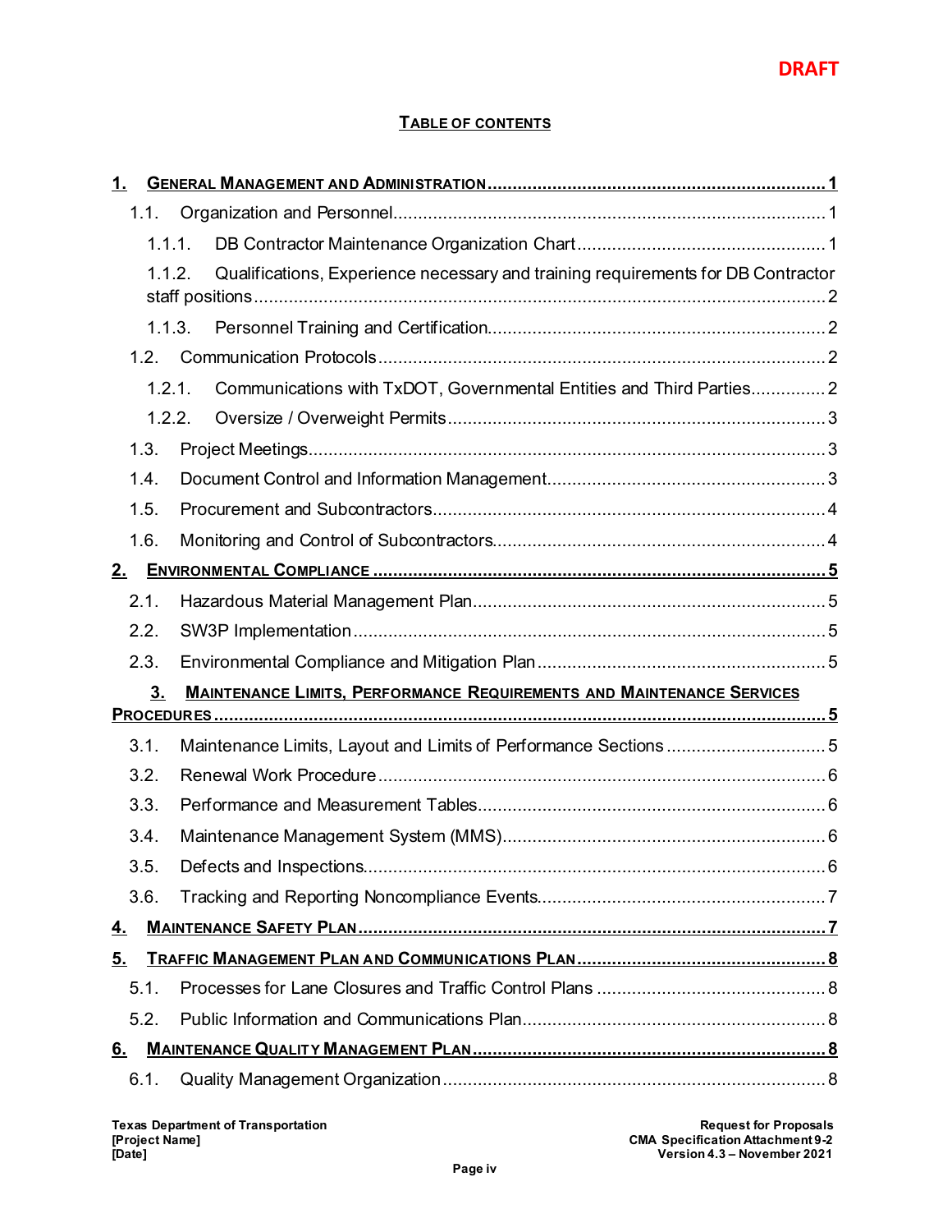DRAFT

**TABLE OF CONTENTS**

1. **GENERAL MANAGEMENT AND ADMINISTRATION** .......... 1
   - 1.1. Organization and Personnel .......... 1
     - 1.1.1. DB Contractor Maintenance Organization Chart .......... 1
     - 1.1.2. Qualifications, Experience necessary and training requirements for DB Contractor staff positions .......... 2
     - 1.1.3. Personnel Training and Certification .......... 2
   - 1.2. Communication Protocols .......... 2
     - 1.2.1. Communications with TxDOT, Governmental Entities and Third Parties .......... 2
     - 1.2.2. Oversize / Overweight Permits .......... 3
   - 1.3. Project Meetings .......... 3
   - 1.4. Document Control and Information Management .......... 3
   - 1.5. Procurement and Subcontractors .......... 4
   - 1.6. Monitoring and Control of Subcontractors .......... 4
2. **ENVIRONMENTAL COMPLIANCE** .......... 5
   - 2.1. Hazardous Material Management Plan .......... 5
   - 2.2. SW3P Implementation .......... 5
   - 2.3. Environmental Compliance and Mitigation Plan .......... 5
3. **MAINTENANCE LIMITS, PERFORMANCE REQUIREMENTS AND MAINTENANCE SERVICES PROCEDURES** .......... 5
   - 3.1. Maintenance Limits, Layout and Limits of Performance Sections .......... 5
   - 3.2. Renewal Work Procedure .......... 6
   - 3.3. Performance and Measurement Tables .......... 6
   - 3.4. Maintenance Management System (MMS) .......... 6
   - 3.5. Defects and Inspections .......... 6
   - 3.6. Tracking and Reporting Noncompliance Events .......... 7
4. **MAINTENANCE SAFETY PLAN** .......... 7
5. **TRAFFIC MANAGEMENT PLAN AND COMMUNICATIONS PLAN** .......... 8
   - 5.1. Processes for Lane Closures and Traffic Control Plans .......... 8
   - 5.2. Public Information and Communications Plan .......... 8
6. **MAINTENANCE QUALITY MANAGEMENT PLAN** .......... 8
   - 6.1. Quality Management Organization .......... 8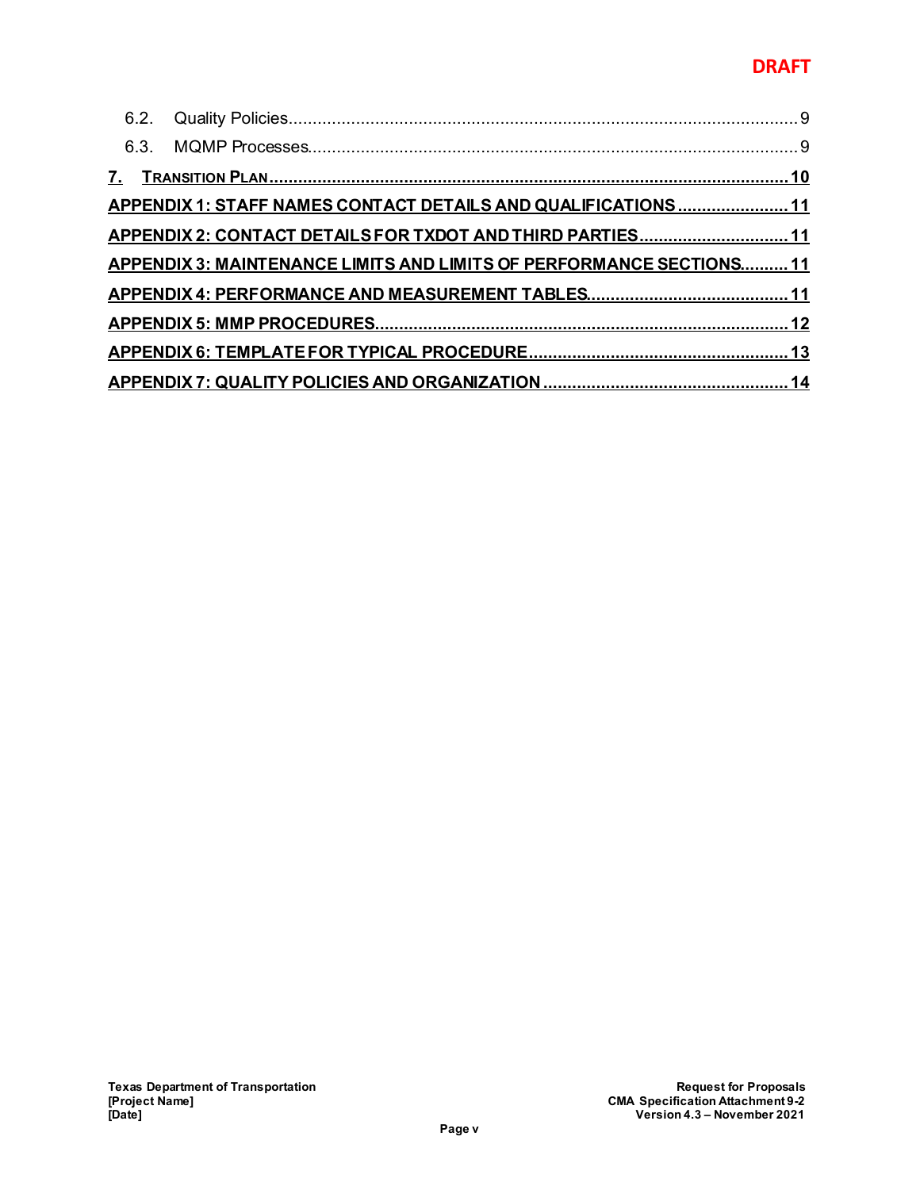DRAFT

6.2. Quality Policies ........................................................................................................... 9

6.3. MQMP Processes ........................................................................................................ 9

**7. TRANSITION PLAN ............................................................................................................ 10**

**APPENDIX 1: STAFF NAMES CONTACT DETAILS AND QUALIFICATIONS ....................... 11**

**APPENDIX 2: CONTACT DETAILS FOR TXDOT AND THIRD PARTIES .............................. 11**

**APPENDIX 3: MAINTENANCE LIMITS AND LIMITS OF PERFORMANCE SECTIONS .......... 11**

**APPENDIX 4: PERFORMANCE AND MEASUREMENT TABLES ......................................... 11**

**APPENDIX 5: MMP PROCEDURES ..................................................................................... 12**

**APPENDIX 6: TEMPLATE FOR TYPICAL PROCEDURE ..................................................... 13**

**APPENDIX 7: QUALITY POLICIES AND ORGANIZATION .................................................. 14**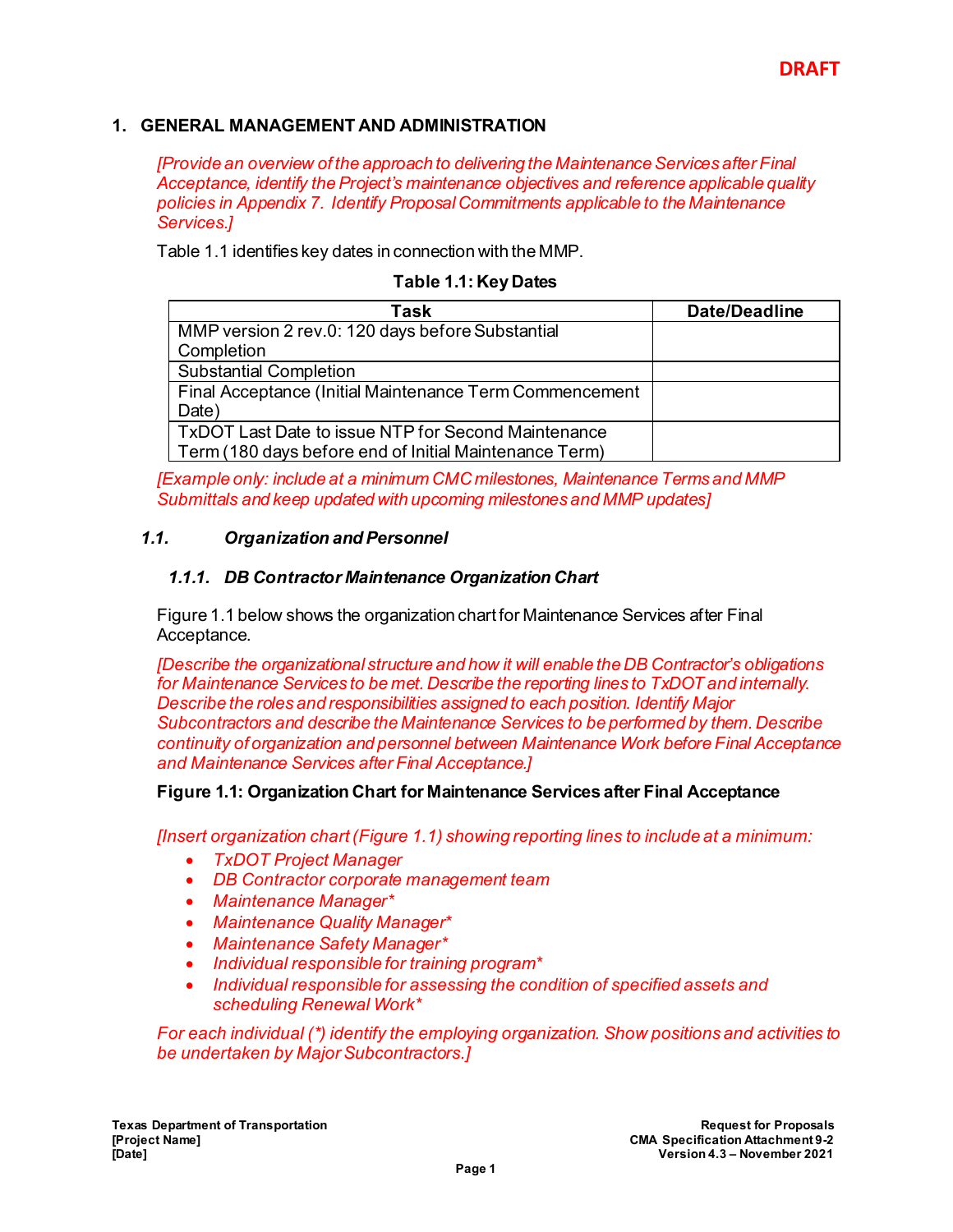DRAFT

# 1. GENERAL MANAGEMENT AND ADMINISTRATION

*[Provide an overview of the approach to delivering the Maintenance Services after Final Acceptance, identify the Project's maintenance objectives and reference applicable quality policies in Appendix 7. Identify Proposal Commitments applicable to the Maintenance Services.]*

Table 1.1 identifies key dates in connection with the MMP.

**Table 1.1: Key Dates**

| Task | Date/Deadline |
|---|---|
| MMP version 2 rev.0: 120 days before Substantial Completion | |
| Substantial Completion | |
| Final Acceptance (Initial Maintenance Term Commencement Date) | |
| TxDOT Last Date to issue NTP for Second Maintenance Term (180 days before end of Initial Maintenance Term) | |

*[Example only: include at a minimum CMC milestones, Maintenance Terms and MMP Submittals and keep updated with upcoming milestones and MMP updates]*

## *1.1. Organization and Personnel*

### *1.1.1. DB Contractor Maintenance Organization Chart*

Figure 1.1 below shows the organization chart for Maintenance Services after Final Acceptance.

*[Describe the organizational structure and how it will enable the DB Contractor's obligations for Maintenance Services to be met. Describe the reporting lines to TxDOT and internally. Describe the roles and responsibilities assigned to each position. Identify Major Subcontractors and describe the Maintenance Services to be performed by them. Describe continuity of organization and personnel between Maintenance Work before Final Acceptance and Maintenance Services after Final Acceptance.]*

**Figure 1.1: Organization Chart for Maintenance Services after Final Acceptance**

*[Insert organization chart (Figure 1.1) showing reporting lines to include at a minimum:*

- *TxDOT Project Manager*
- *DB Contractor corporate management team*
- *Maintenance Manager**
- *Maintenance Quality Manager**
- *Maintenance Safety Manager**
- *Individual responsible for training program**
- *Individual responsible for assessing the condition of specified assets and scheduling Renewal Work**

*For each individual (*) identify the employing organization. Show positions and activities to be undertaken by Major Subcontractors.]*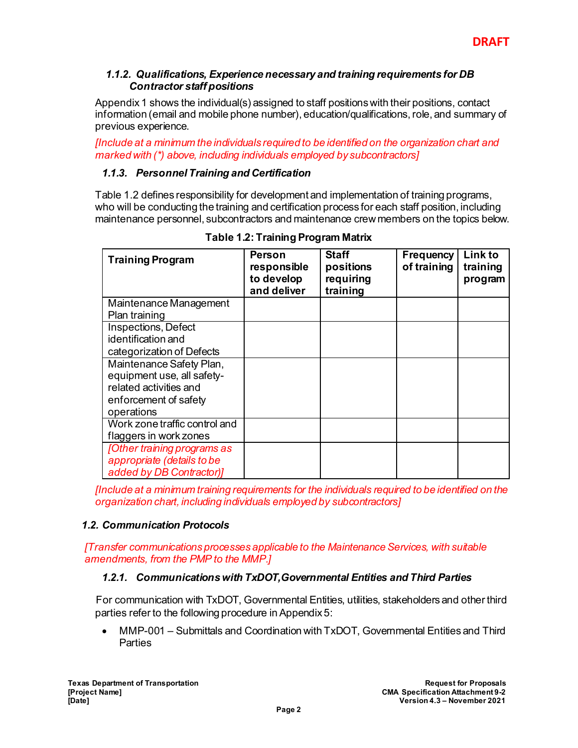DRAFT

#### *1.1.2. Qualifications, Experience necessary and training requirements for DB Contractor staff positions*

Appendix 1 shows the individual(s) assigned to staff positions with their positions, contact information (email and mobile phone number), education/qualifications, role, and summary of previous experience.

*[Include at a minimum the individuals required to be identified on the organization chart and marked with (*) above, including individuals employed by subcontractors]*

#### *1.1.3. Personnel Training and Certification*

Table 1.2 defines responsibility for development and implementation of training programs, who will be conducting the training and certification process for each staff position, including maintenance personnel, subcontractors and maintenance crew members on the topics below.

**Table 1.2: Training Program Matrix**

| Training Program | Person responsible to develop and deliver | Staff positions requiring training | Frequency of training | Link to training program |
|---|---|---|---|---|
| Maintenance Management Plan training | | | | |
| Inspections, Defect identification and categorization of Defects | | | | |
| Maintenance Safety Plan, equipment use, all safety-related activities and enforcement of safety operations | | | | |
| Work zone traffic control and flaggers in work zones | | | | |
| *[Other training programs as appropriate (details to be added by DB Contractor)]* | | | | |

*[Include at a minimum training requirements for the individuals required to be identified on the organization chart, including individuals employed by subcontractors]*

### *1.2. Communication Protocols*

*[Transfer communications processes applicable to the Maintenance Services, with suitable amendments, from the PMP to the MMP.]*

#### *1.2.1. Communications with TxDOT, Governmental Entities and Third Parties*

For communication with TxDOT, Governmental Entities, utilities, stakeholders and other third parties refer to the following procedure in Appendix 5:

- MMP-001 – Submittals and Coordination with TxDOT, Governmental Entities and Third Parties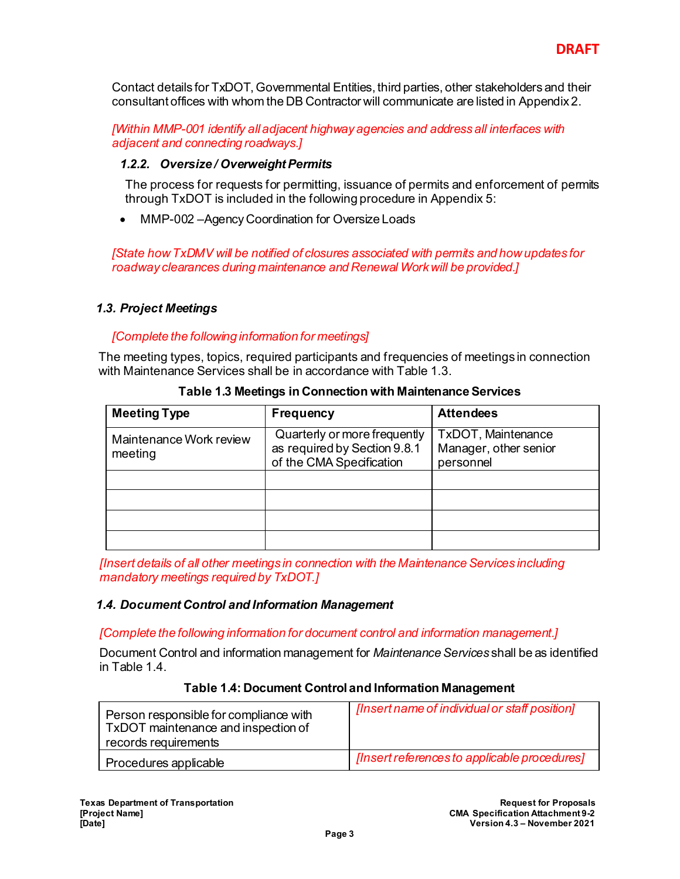DRAFT

Contact details for TxDOT, Governmental Entities, third parties, other stakeholders and their consultant offices with whom the DB Contractor will communicate are listed in Appendix 2.

*[Within MMP-001 identify all adjacent highway agencies and address all interfaces with adjacent and connecting roadways.]*

#### 1.2.2. Oversize / Overweight Permits

The process for requests for permitting, issuance of permits and enforcement of permits through TxDOT is included in the following procedure in Appendix 5:

- MMP-002 –Agency Coordination for Oversize Loads

*[State how TxDMV will be notified of closures associated with permits and how updates for roadway clearances during maintenance and Renewal Work will be provided.]*

### 1.3. Project Meetings

*[Complete the following information for meetings]*

The meeting types, topics, required participants and frequencies of meetings in connection with Maintenance Services shall be in accordance with Table 1.3.

**Table 1.3 Meetings in Connection with Maintenance Services**

| Meeting Type | Frequency | Attendees |
|---|---|---|
| Maintenance Work review meeting | Quarterly or more frequently as required by Section 9.8.1 of the CMA Specification | TxDOT, Maintenance Manager, other senior personnel |
| | | |
| | | |
| | | |
| | | |

*[Insert details of all other meetings in connection with the Maintenance Services including mandatory meetings required by TxDOT.]*

### 1.4. Document Control and Information Management

*[Complete the following information for document control and information management.]*

Document Control and information management for *Maintenance Services* shall be as identified in Table 1.4.

**Table 1.4: Document Control and Information Management**

| | |
|---|---|
| Person responsible for compliance with TxDOT maintenance and inspection of records requirements | *[Insert name of individual or staff position]* |
| Procedures applicable | *[Insert references to applicable procedures]* |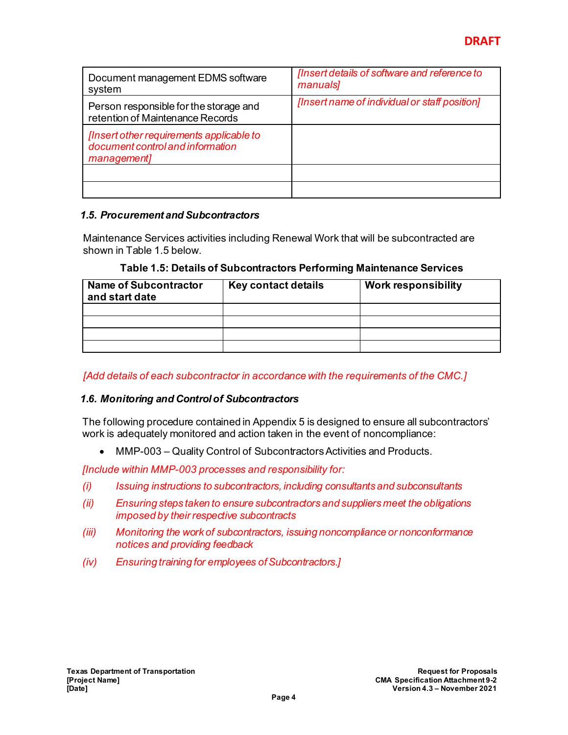DRAFT

| | |
|---|---|
| Document management EDMS software system | *[Insert details of software and reference to manuals]* |
| Person responsible for the storage and retention of Maintenance Records | *[Insert name of individual or staff position]* |
| *[Insert other requirements applicable to document control and information management]* | |
| | |
| | |

### *1.5. Procurement and Subcontractors*

Maintenance Services activities including Renewal Work that will be subcontracted are shown in Table 1.5 below.

**Table 1.5: Details of Subcontractors Performing Maintenance Services**

| Name of Subcontractor and start date | Key contact details | Work responsibility |
|---|---|---|
| | | |
| | | |
| | | |
| | | |

*[Add details of each subcontractor in accordance with the requirements of the CMC.]*

### *1.6. Monitoring and Control of Subcontractors*

The following procedure contained in Appendix 5 is designed to ensure all subcontractors' work is adequately monitored and action taken in the event of noncompliance:

- MMP-003 – Quality Control of Subcontractors Activities and Products.

*[Include within MMP-003 processes and responsibility for:*

*(i) Issuing instructions to subcontractors, including consultants and subconsultants*

*(ii) Ensuring steps taken to ensure subcontractors and suppliers meet the obligations imposed by their respective subcontracts*

*(iii) Monitoring the work of subcontractors, issuing noncompliance or nonconformance notices and providing feedback*

*(iv) Ensuring training for employees of Subcontractors.]*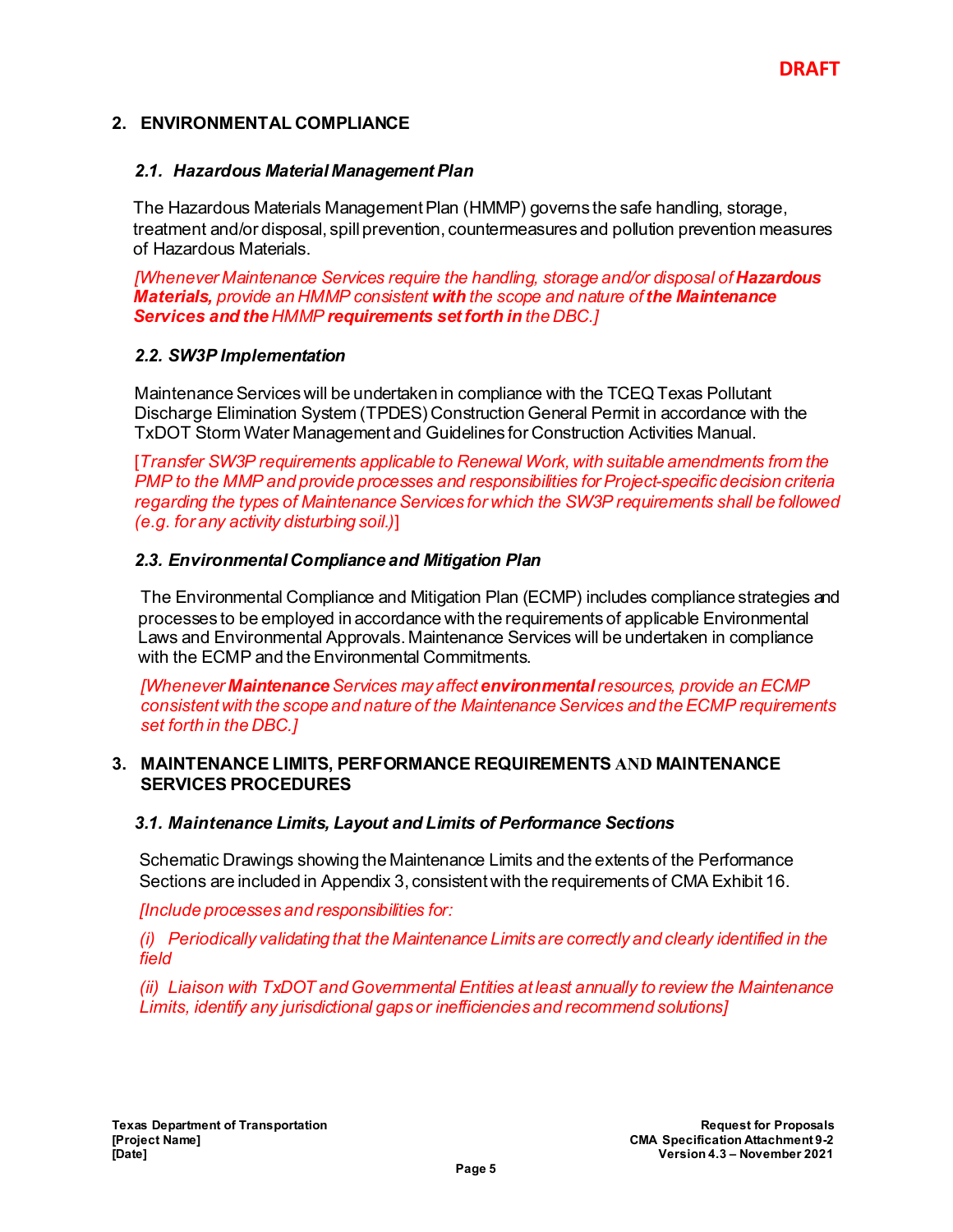**DRAFT**

## 2. ENVIRONMENTAL COMPLIANCE

### *2.1. Hazardous Material Management Plan*

The Hazardous Materials Management Plan (HMMP) governs the safe handling, storage, treatment and/or disposal, spill prevention, countermeasures and pollution prevention measures of Hazardous Materials.

*[Whenever Maintenance Services require the handling, storage and/or disposal of **Hazardous Materials,** provide an HMMP consistent **with** the scope and nature of **the Maintenance Services and the** HMMP **requirements set forth in** the DBC.]*

### *2.2. SW3P Implementation*

Maintenance Services will be undertaken in compliance with the TCEQ Texas Pollutant Discharge Elimination System (TPDES) Construction General Permit in accordance with the TxDOT Storm Water Management and Guidelines for Construction Activities Manual.

[*Transfer SW3P requirements applicable to Renewal Work, with suitable amendments from the PMP to the MMP and provide processes and responsibilities for Project-specific decision criteria regarding the types of Maintenance Services for which the SW3P requirements shall be followed (e.g. for any activity disturbing soil.)*]

### *2.3. Environmental Compliance and Mitigation Plan*

The Environmental Compliance and Mitigation Plan (ECMP) includes compliance strategies and processes to be employed in accordance with the requirements of applicable Environmental Laws and Environmental Approvals. Maintenance Services will be undertaken in compliance with the ECMP and the Environmental Commitments.

*[Whenever **Maintenance** Services may affect **environmental** resources, provide an ECMP consistent with the scope and nature of the Maintenance Services and the ECMP requirements set forth in the DBC.]*

## 3. MAINTENANCE LIMITS, PERFORMANCE REQUIREMENTS AND MAINTENANCE SERVICES PROCEDURES

### *3.1. Maintenance Limits, Layout and Limits of Performance Sections*

Schematic Drawings showing the Maintenance Limits and the extents of the Performance Sections are included in Appendix 3, consistent with the requirements of CMA Exhibit 16.

*[Include processes and responsibilities for:*

*(i) Periodically validating that the Maintenance Limits are correctly and clearly identified in the field*

*(ii) Liaison with TxDOT and Governmental Entities at least annually to review the Maintenance Limits, identify any jurisdictional gaps or inefficiencies and recommend solutions]*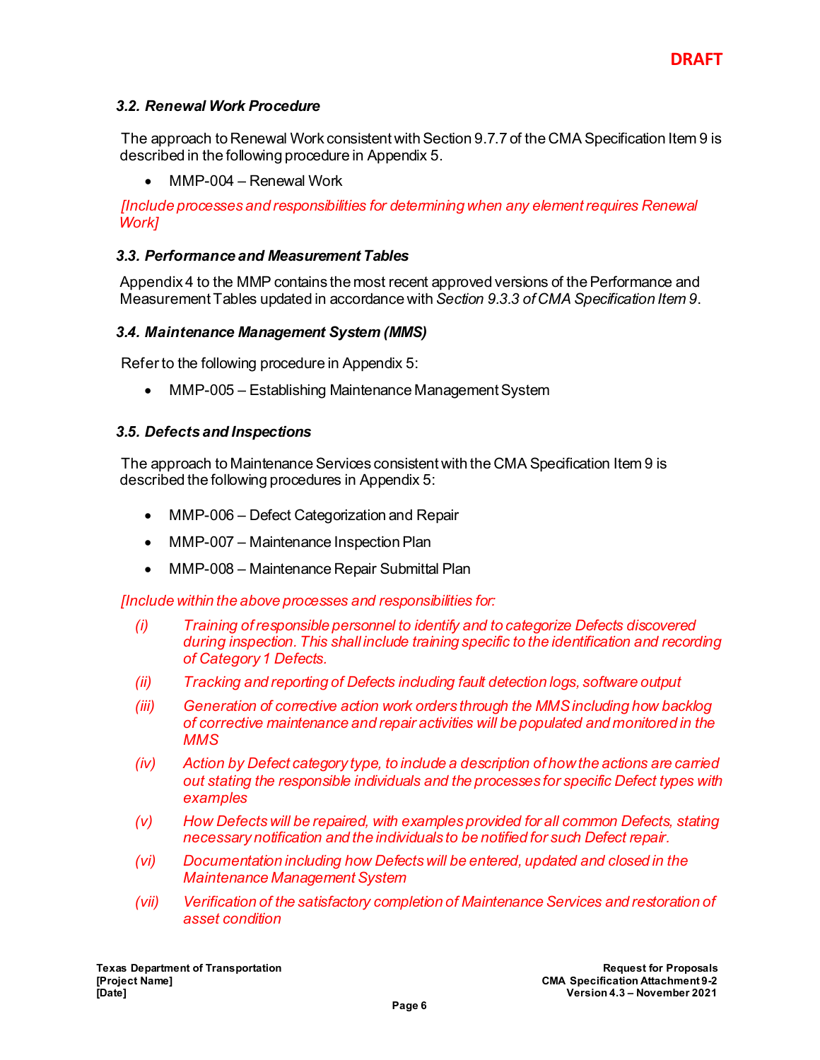### *3.2. Renewal Work Procedure*

The approach to Renewal Work consistent with Section 9.7.7 of the CMA Specification Item 9 is described in the following procedure in Appendix 5.

- MMP-004 – Renewal Work

*[Include processes and responsibilities for determining when any element requires Renewal Work]*

### *3.3. Performance and Measurement Tables*

Appendix 4 to the MMP contains the most recent approved versions of the Performance and Measurement Tables updated in accordance with *Section 9.3.3 of CMA Specification Item 9*.

### *3.4. Maintenance Management System (MMS)*

Refer to the following procedure in Appendix 5:

- MMP-005 – Establishing Maintenance Management System

### *3.5. Defects and Inspections*

The approach to Maintenance Services consistent with the CMA Specification Item 9 is described the following procedures in Appendix 5:

- MMP-006 – Defect Categorization and Repair
- MMP-007 – Maintenance Inspection Plan
- MMP-008 – Maintenance Repair Submittal Plan

*[Include within the above processes and responsibilities for:*

*(i) Training of responsible personnel to identify and to categorize Defects discovered during inspection. This shall include training specific to the identification and recording of Category 1 Defects.*

*(ii) Tracking and reporting of Defects including fault detection logs, software output*

*(iii) Generation of corrective action work orders through the MMS including how backlog of corrective maintenance and repair activities will be populated and monitored in the MMS*

*(iv) Action by Defect category type, to include a description of how the actions are carried out stating the responsible individuals and the processes for specific Defect types with examples*

*(v) How Defects will be repaired, with examples provided for all common Defects, stating necessary notification and the individuals to be notified for such Defect repair.*

*(vi) Documentation including how Defects will be entered, updated and closed in the Maintenance Management System*

*(vii) Verification of the satisfactory completion of Maintenance Services and restoration of asset condition*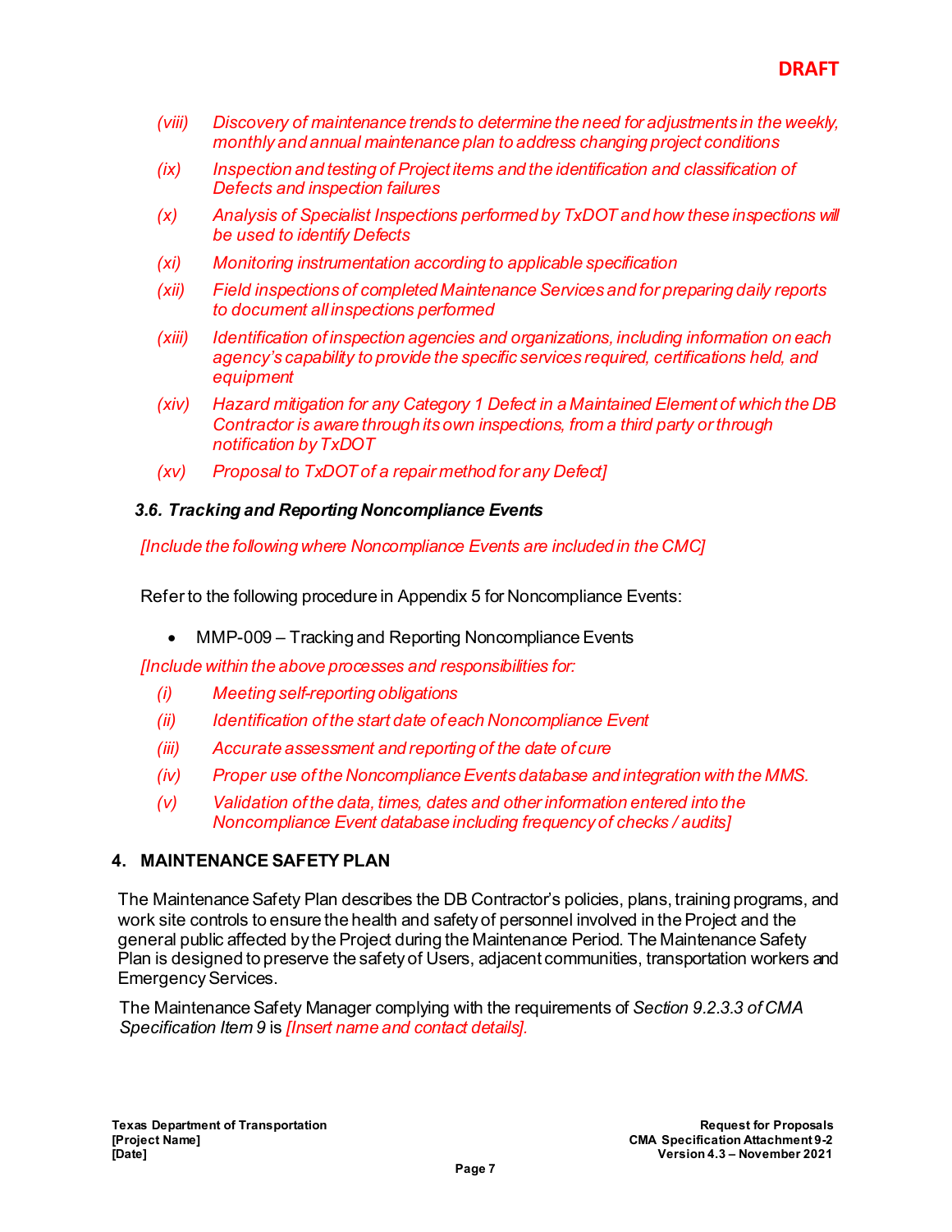**DRAFT**

*(viii) Discovery of maintenance trends to determine the need for adjustments in the weekly, monthly and annual maintenance plan to address changing project conditions*

*(ix) Inspection and testing of Project items and the identification and classification of Defects and inspection failures*

*(x) Analysis of Specialist Inspections performed by TxDOT and how these inspections will be used to identify Defects*

*(xi) Monitoring instrumentation according to applicable specification*

*(xii) Field inspections of completed Maintenance Services and for preparing daily reports to document all inspections performed*

*(xiii) Identification of inspection agencies and organizations, including information on each agency's capability to provide the specific services required, certifications held, and equipment*

*(xiv) Hazard mitigation for any Category 1 Defect in a Maintained Element of which the DB Contractor is aware through its own inspections, from a third party or through notification by TxDOT*

*(xv) Proposal to TxDOT of a repair method for any Defect]*

### *3.6. Tracking and Reporting Noncompliance Events*

*[Include the following where Noncompliance Events are included in the CMC]*

Refer to the following procedure in Appendix 5 for Noncompliance Events:

- MMP-009 – Tracking and Reporting Noncompliance Events

*[Include within the above processes and responsibilities for:*

*(i) Meeting self-reporting obligations*

*(ii) Identification of the start date of each Noncompliance Event*

*(iii) Accurate assessment and reporting of the date of cure*

*(iv) Proper use of the Noncompliance Events database and integration with the MMS.*

*(v) Validation of the data, times, dates and other information entered into the Noncompliance Event database including frequency of checks / audits]*

## 4. MAINTENANCE SAFETY PLAN

The Maintenance Safety Plan describes the DB Contractor's policies, plans, training programs, and work site controls to ensure the health and safety of personnel involved in the Project and the general public affected by the Project during the Maintenance Period. The Maintenance Safety Plan is designed to preserve the safety of Users, adjacent communities, transportation workers and Emergency Services.

The Maintenance Safety Manager complying with the requirements of *Section 9.2.3.3 of CMA Specification Item 9* is *[Insert name and contact details].*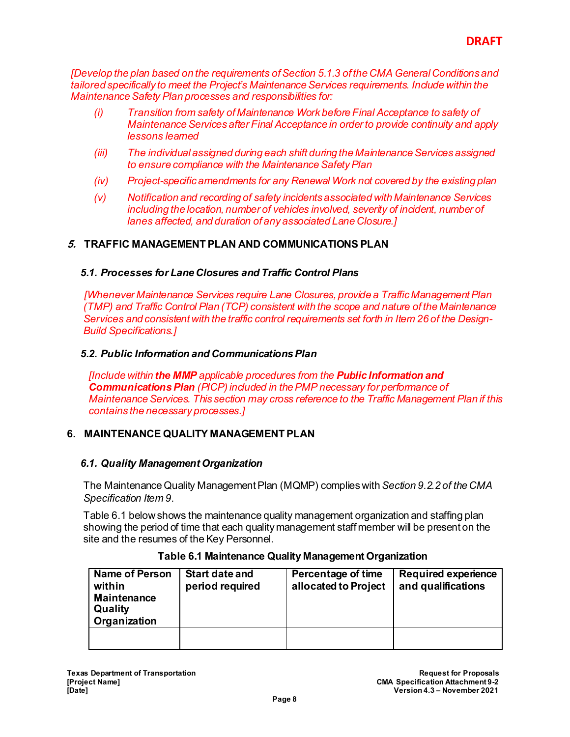**DRAFT**

*[Develop the plan based on the requirements of Section 5.1.3 of the CMA General Conditions and tailored specifically to meet the Project's Maintenance Services requirements. Include within the Maintenance Safety Plan processes and responsibilities for:*

- *(i) Transition from safety of Maintenance Work before Final Acceptance to safety of Maintenance Services after Final Acceptance in order to provide continuity and apply lessons learned*
- *(iii) The individual assigned during each shift during the Maintenance Services assigned to ensure compliance with the Maintenance Safety Plan*
- *(iv) Project-specific amendments for any Renewal Work not covered by the existing plan*
- *(v) Notification and recording of safety incidents associated with Maintenance Services including the location, number of vehicles involved, severity of incident, number of lanes affected, and duration of any associated Lane Closure.]*

## *5.* TRAFFIC MANAGEMENT PLAN AND COMMUNICATIONS PLAN

### *5.1. Processes for Lane Closures and Traffic Control Plans*

*[Whenever Maintenance Services require Lane Closures, provide a Traffic Management Plan (TMP) and Traffic Control Plan (TCP) consistent with the scope and nature of the Maintenance Services and consistent with the traffic control requirements set forth in Item 26 of the Design-Build Specifications.]*

### *5.2. Public Information and Communications Plan*

*[Include within **the MMP** applicable procedures from the **Public Information and Communications Plan** (PICP) included in the PMP necessary for performance of Maintenance Services. This section may cross reference to the Traffic Management Plan if this contains the necessary processes.]*

## 6. MAINTENANCE QUALITY MANAGEMENT PLAN

### *6.1. Quality Management Organization*

The Maintenance Quality Management Plan (MQMP) complies with *Section 9.2.2 of the CMA Specification Item 9*.

Table 6.1 below shows the maintenance quality management organization and staffing plan showing the period of time that each quality management staff member will be present on the site and the resumes of the Key Personnel.

**Table 6.1 Maintenance Quality Management Organization**

| Name of Person within Maintenance Quality Organization | Start date and period required | Percentage of time allocated to Project | Required experience and qualifications |
|---|---|---|---|
| | | | |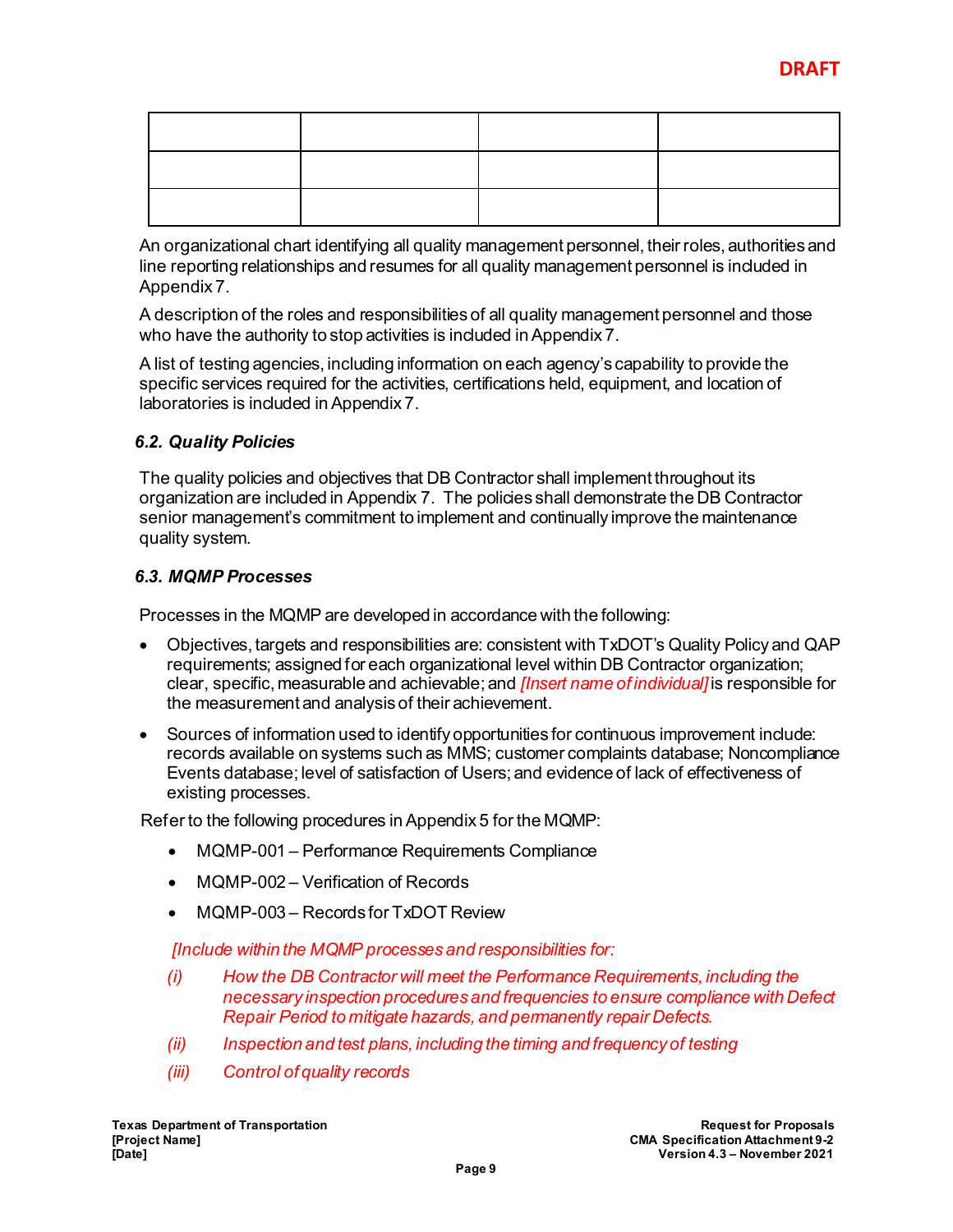DRAFT

| | | | |
|---|---|---|---|
| | | | |
| | | | |

An organizational chart identifying all quality management personnel, their roles, authorities and line reporting relationships and resumes for all quality management personnel is included in Appendix 7.

A description of the roles and responsibilities of all quality management personnel and those who have the authority to stop activities is included in Appendix 7.

A list of testing agencies, including information on each agency's capability to provide the specific services required for the activities, certifications held, equipment, and location of laboratories is included in Appendix 7.

### *6.2. Quality Policies*

The quality policies and objectives that DB Contractor shall implement throughout its organization are included in Appendix 7. The policies shall demonstrate the DB Contractor senior management's commitment to implement and continually improve the maintenance quality system.

### *6.3. MQMP Processes*

Processes in the MQMP are developed in accordance with the following:

- Objectives, targets and responsibilities are: consistent with TxDOT's Quality Policy and QAP requirements; assigned for each organizational level within DB Contractor organization; clear, specific, measurable and achievable; and *[Insert name of individual]* is responsible for the measurement and analysis of their achievement.
- Sources of information used to identify opportunities for continuous improvement include: records available on systems such as MMS; customer complaints database; Noncompliance Events database; level of satisfaction of Users; and evidence of lack of effectiveness of existing processes.

Refer to the following procedures in Appendix 5 for the MQMP:

- MQMP-001 – Performance Requirements Compliance
- MQMP-002 – Verification of Records
- MQMP-003 – Records for TxDOT Review

*[Include within the MQMP processes and responsibilities for:*

*(i) How the DB Contractor will meet the Performance Requirements, including the necessary inspection procedures and frequencies to ensure compliance with Defect Repair Period to mitigate hazards, and permanently repair Defects.*

*(ii) Inspection and test plans, including the timing and frequency of testing*

*(iii) Control of quality records*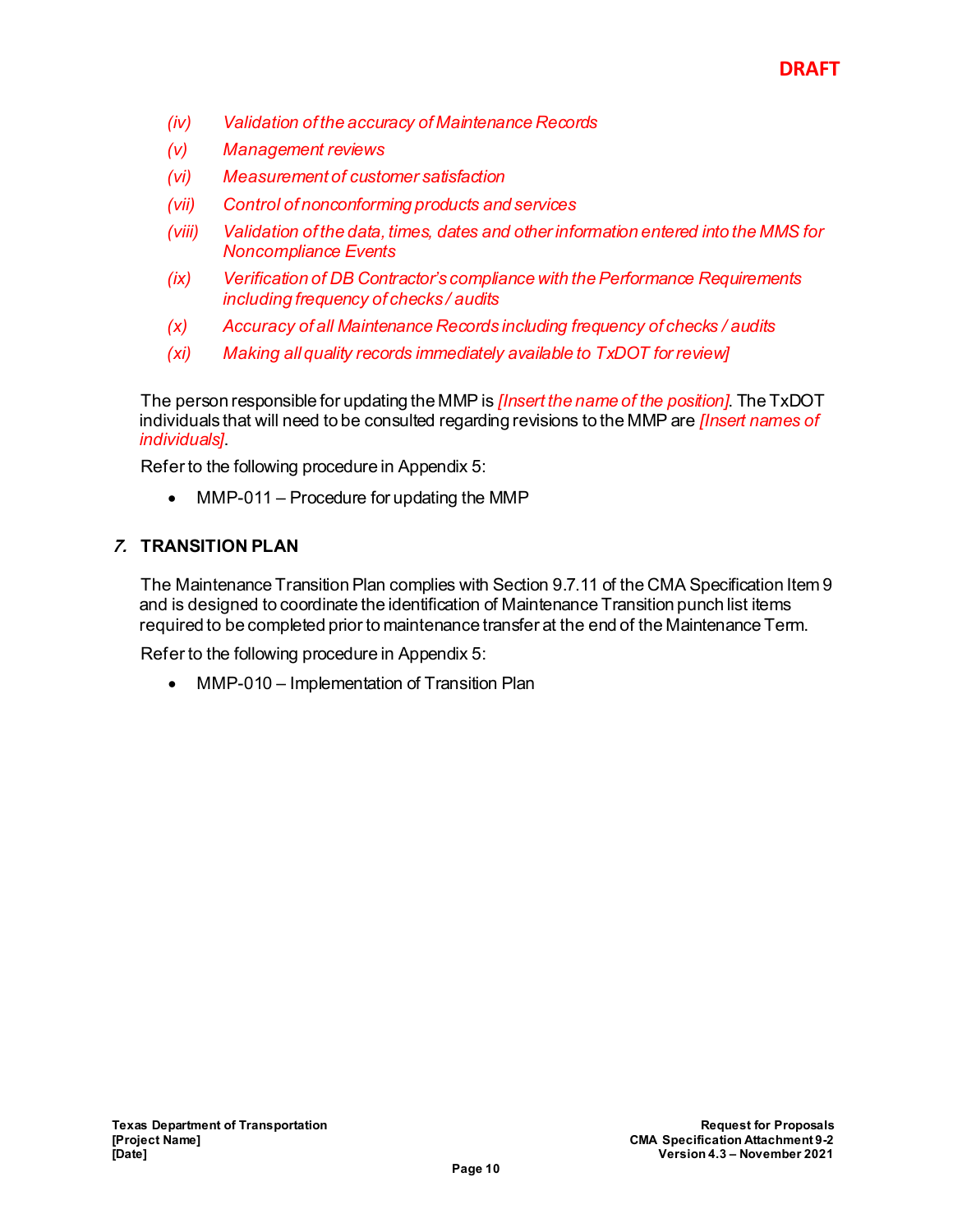*(iv) Validation of the accuracy of Maintenance Records*

*(v) Management reviews*

*(vi) Measurement of customer satisfaction*

*(vii) Control of nonconforming products and services*

*(viii) Validation of the data, times, dates and other information entered into the MMS for Noncompliance Events*

*(ix) Verification of DB Contractor's compliance with the Performance Requirements including frequency of checks / audits*

*(x) Accuracy of all Maintenance Records including frequency of checks / audits*

*(xi) Making all quality records immediately available to TxDOT for review]*

The person responsible for updating the MMP is *[Insert the name of the position]*. The TxDOT individuals that will need to be consulted regarding revisions to the MMP are *[Insert names of individuals]*.

Refer to the following procedure in Appendix 5:

- MMP-011 – Procedure for updating the MMP

## 7. TRANSITION PLAN

The Maintenance Transition Plan complies with Section 9.7.11 of the CMA Specification Item 9 and is designed to coordinate the identification of Maintenance Transition punch list items required to be completed prior to maintenance transfer at the end of the Maintenance Term.

Refer to the following procedure in Appendix 5:

- MMP-010 – Implementation of Transition Plan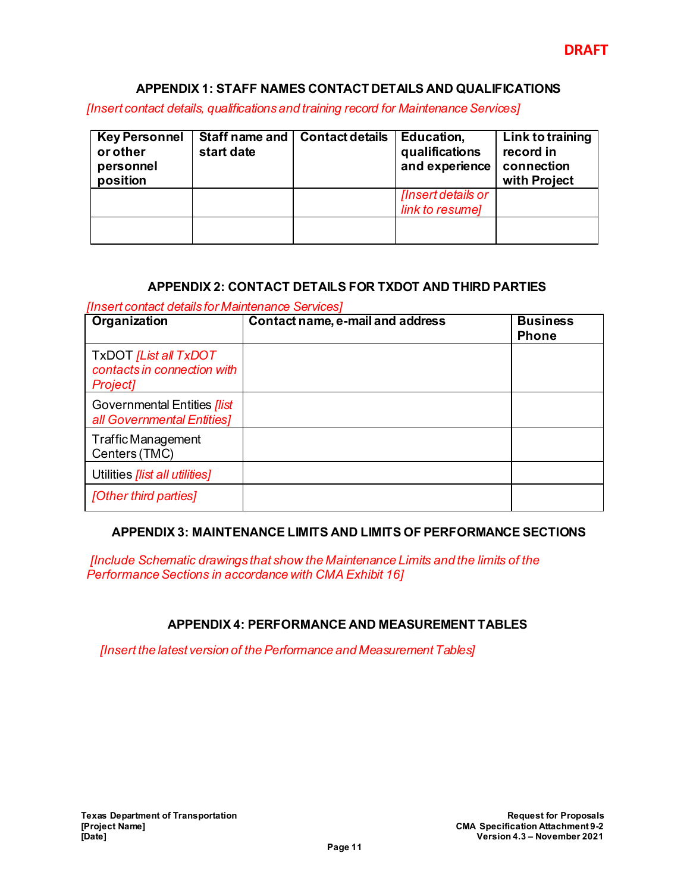**DRAFT**

## APPENDIX 1: STAFF NAMES CONTACT DETAILS AND QUALIFICATIONS

*[Insert contact details, qualifications and training record for Maintenance Services]*

| Key Personnel or other personnel position | Staff name and start date | Contact details | Education, qualifications and experience | Link to training record in connection with Project |
|---|---|---|---|---|
| | | | *[Insert details or link to resume]* | |
| | | | | |

## APPENDIX 2: CONTACT DETAILS FOR TXDOT AND THIRD PARTIES

*[Insert contact details for Maintenance Services]*

| Organization | Contact name, e-mail and address | Business Phone |
|---|---|---|
| TxDOT *[List all TxDOT contacts in connection with Project]* | | |
| Governmental Entities *[list all Governmental Entities]* | | |
| Traffic Management Centers (TMC) | | |
| Utilities *[list all utilities]* | | |
| *[Other third parties]* | | |

## APPENDIX 3: MAINTENANCE LIMITS AND LIMITS OF PERFORMANCE SECTIONS

*[Include Schematic drawings that show the Maintenance Limits and the limits of the Performance Sections in accordance with CMA Exhibit 16]*

## APPENDIX 4: PERFORMANCE AND MEASUREMENT TABLES

*[Insert the latest version of the Performance and Measurement Tables]*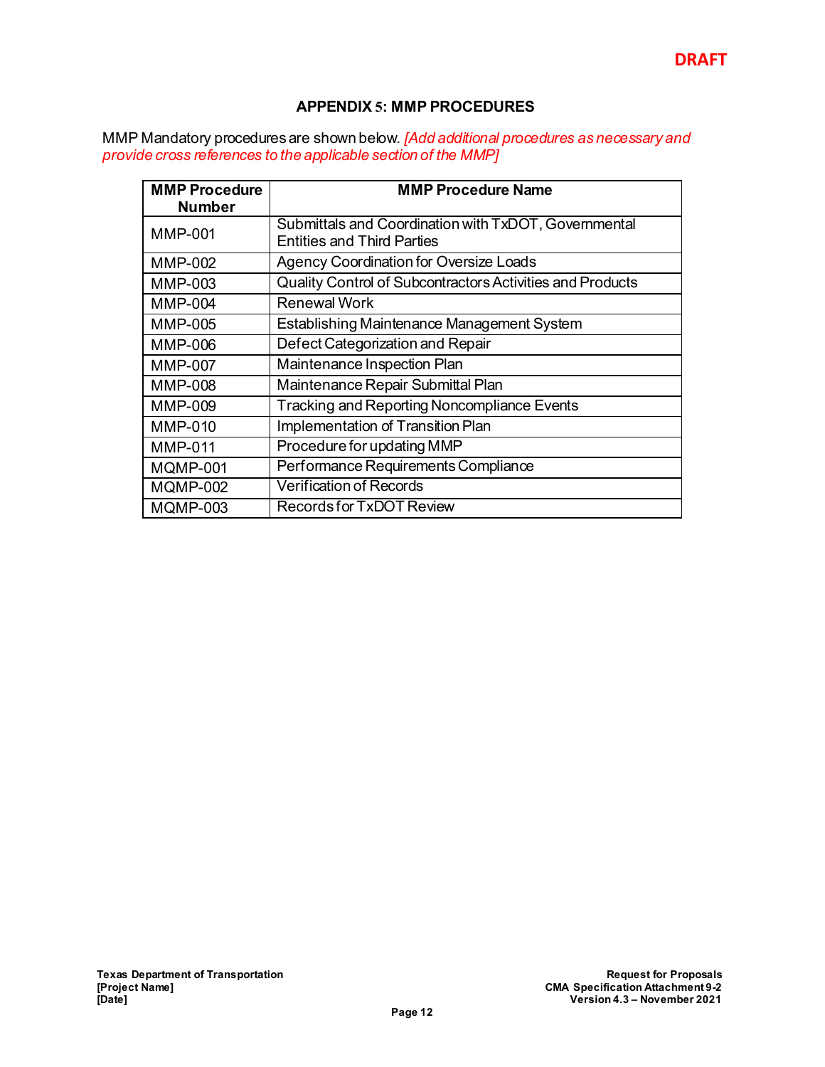DRAFT

## APPENDIX 5: MMP PROCEDURES

MMP Mandatory procedures are shown below. *[Add additional procedures as necessary and provide cross references to the applicable section of the MMP]*

| MMP Procedure Number | MMP Procedure Name |
|---|---|
| MMP-001 | Submittals and Coordination with TxDOT, Governmental Entities and Third Parties |
| MMP-002 | Agency Coordination for Oversize Loads |
| MMP-003 | Quality Control of Subcontractors Activities and Products |
| MMP-004 | Renewal Work |
| MMP-005 | Establishing Maintenance Management System |
| MMP-006 | Defect Categorization and Repair |
| MMP-007 | Maintenance Inspection Plan |
| MMP-008 | Maintenance Repair Submittal Plan |
| MMP-009 | Tracking and Reporting Noncompliance Events |
| MMP-010 | Implementation of Transition Plan |
| MMP-011 | Procedure for updating MMP |
| MQMP-001 | Performance Requirements Compliance |
| MQMP-002 | Verification of Records |
| MQMP-003 | Records for TxDOT Review |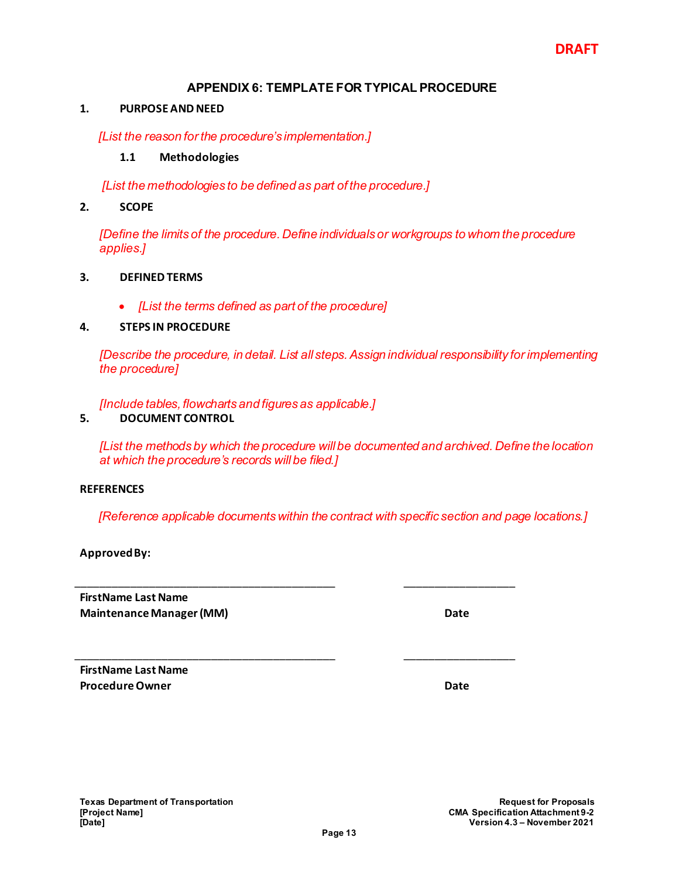**DRAFT**

# APPENDIX 6: TEMPLATE FOR TYPICAL PROCEDURE

## 1. PURPOSE AND NEED

*[List the reason for the procedure's implementation.]*

### 1.1 Methodologies

*[List the methodologies to be defined as part of the procedure.]*

## 2. SCOPE

*[Define the limits of the procedure. Define individuals or workgroups to whom the procedure applies.]*

## 3. DEFINED TERMS

- *[List the terms defined as part of the procedure]*

## 4. STEPS IN PROCEDURE

*[Describe the procedure, in detail. List all steps. Assign individual responsibility for implementing the procedure]*

*[Include tables, flowcharts and figures as applicable.]*

## 5. DOCUMENT CONTROL

*[List the methods by which the procedure will be documented and archived. Define the location at which the procedure's records will be filed.]*

## REFERENCES

*[Reference applicable documents within the contract with specific section and page locations.]*

**Approved By:**

\_\_\_\_\_\_\_\_\_\_\_\_\_\_\_\_\_\_\_\_\_\_\_\_\_\_\_\_\_\_\_\_\_\_\_\_\_\_\_\_ \_\_\_\_\_\_\_\_\_\_\_\_\_\_\_\_\_\_

**FirstName Last Name**
**Maintenance Manager (MM)** **Date**

\_\_\_\_\_\_\_\_\_\_\_\_\_\_\_\_\_\_\_\_\_\_\_\_\_\_\_\_\_\_\_\_\_\_\_\_\_\_\_\_ \_\_\_\_\_\_\_\_\_\_\_\_\_\_\_\_\_\_

**FirstName Last Name**
**Procedure Owner** **Date**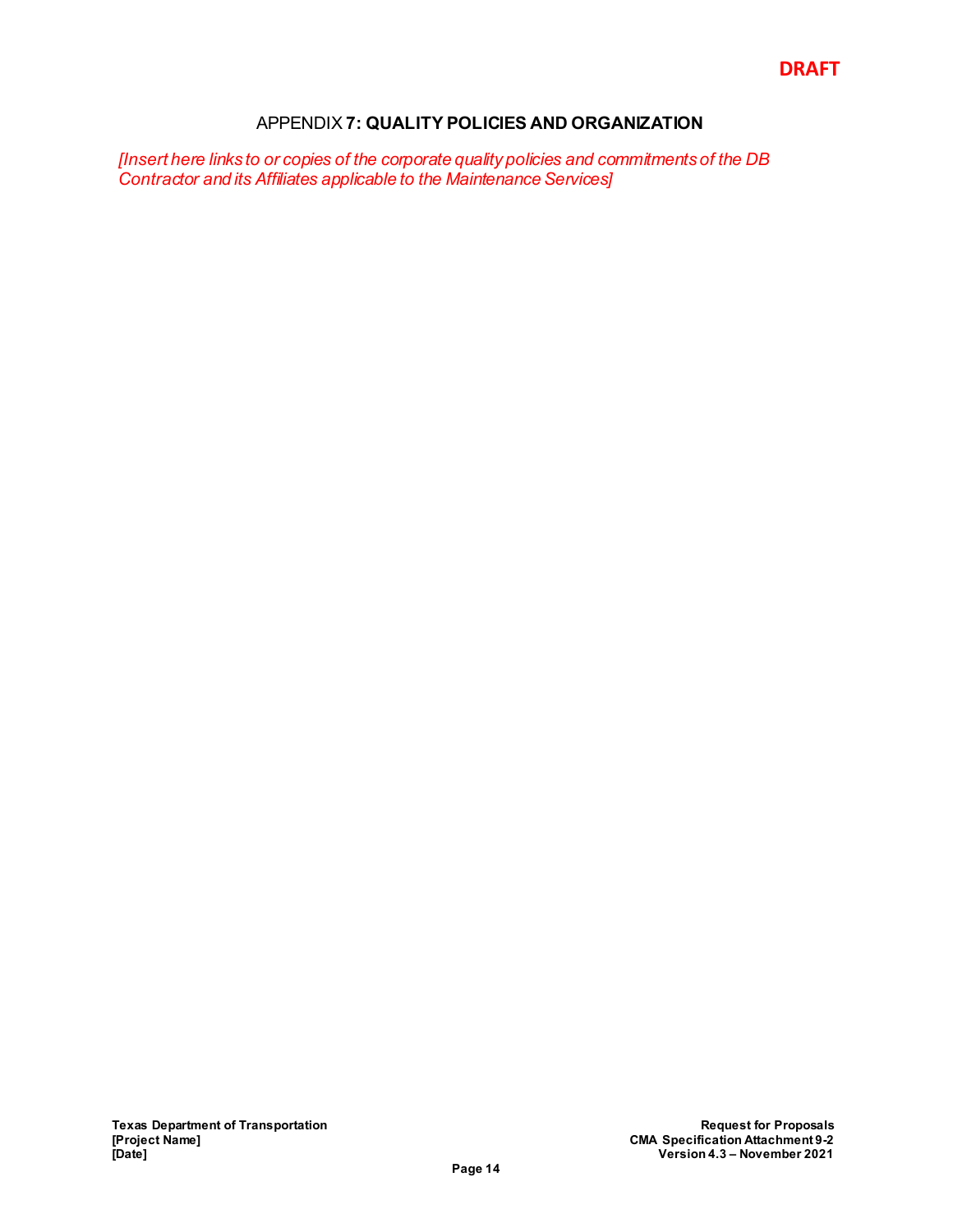DRAFT

# APPENDIX 7: QUALITY POLICIES AND ORGANIZATION

*[Insert here links to or copies of the corporate quality policies and commitments of the DB Contractor and its Affiliates applicable to the Maintenance Services]*